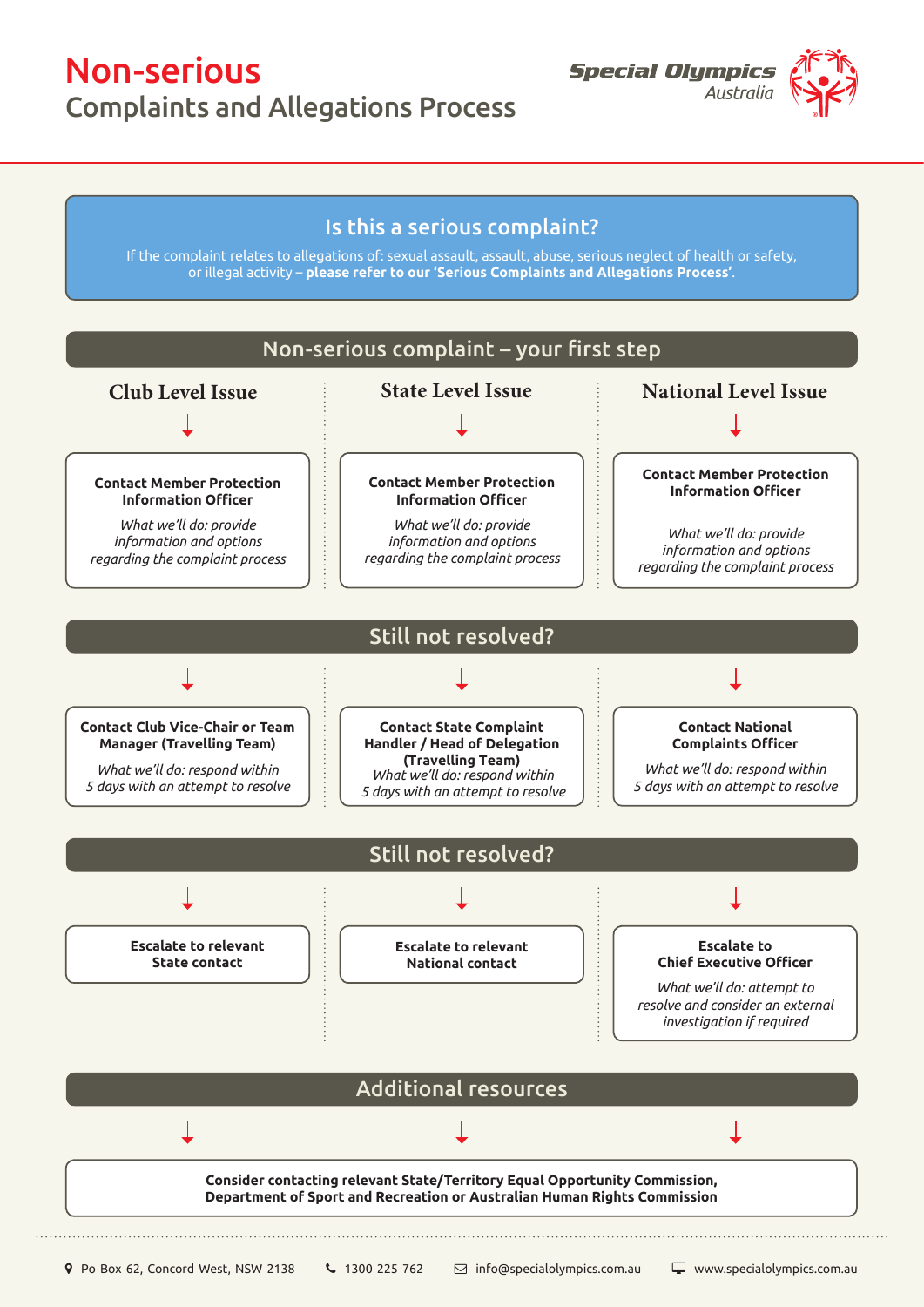# Non-serious
## Complaints and Allegations Process

Special Olympics Australia

### Is this a serious complaint?

If the complaint relates to allegations of: sexual assault, assault, abuse, serious neglect of health or safety, or illegal activity – **please refer to our 'Serious Complaints and Allegations Process'**.

## Non-serious complaint – your first step

| Club Level Issue | State Level Issue | National Level Issue |
| --- | --- | --- |
| **Contact Member Protection Information Officer**<br>*What we'll do: provide information and options regarding the complaint process* | **Contact Member Protection Information Officer**<br>*What we'll do: provide information and options regarding the complaint process* | **Contact Member Protection Information Officer**<br>*What we'll do: provide information and options regarding the complaint process* |

## Still not resolved?

| Club Level Issue | State Level Issue | National Level Issue |
| --- | --- | --- |
| **Contact Club Vice-Chair or Team Manager (Travelling Team)**<br>*What we'll do: respond within 5 days with an attempt to resolve* | **Contact State Complaint Handler / Head of Delegation (Travelling Team)**<br>*What we'll do: respond within 5 days with an attempt to resolve* | **Contact National Complaints Officer**<br>*What we'll do: respond within 5 days with an attempt to resolve* |

## Still not resolved?

| Club Level Issue | State Level Issue | National Level Issue |
| --- | --- | --- |
| **Escalate to relevant State contact** | **Escalate to relevant National contact** | **Escalate to Chief Executive Officer**<br>*What we'll do: attempt to resolve and consider an external investigation if required* |

## Additional resources

**Consider contacting relevant State/Territory Equal Opportunity Commission, Department of Sport and Recreation or Australian Human Rights Commission**

Po Box 62, Concord West, NSW 2138 | 1300 225 762 | info@specialolympics.com.au | www.specialolympics.com.au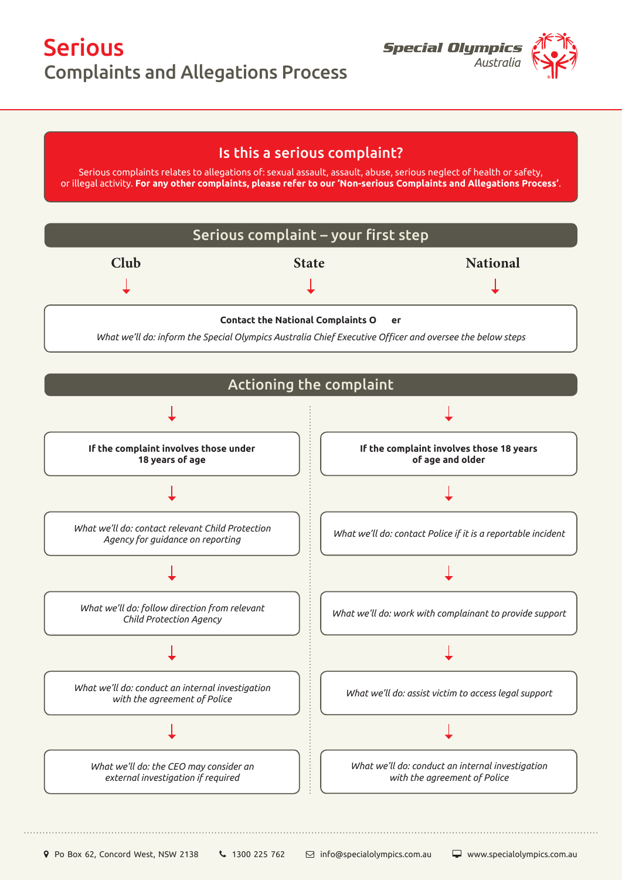# Serious
## Complaints and Allegations Process

Special Olympics Australia

### Is this a serious complaint?

Serious complaints relates to allegations of: sexual assault, assault, abuse, serious neglect of health or safety, or illegal activity. **For any other complaints, please refer to our 'Non-serious Complaints and Allegations Process'**.

## Serious complaint – your first step

**Club** ↓ **State** ↓ **National** ↓

**Contact the National Complaints O er**

*What we'll do: inform the Special Olympics Australia Chief Executive Officer and oversee the below steps*

## Actioning the complaint

**If the complaint involves those under 18 years of age**

↓

*What we'll do: contact relevant Child Protection Agency for guidance on reporting*

↓

*What we'll do: follow direction from relevant Child Protection Agency*

↓

*What we'll do: conduct an internal investigation with the agreement of Police*

↓

*What we'll do: the CEO may consider an external investigation if required*

**If the complaint involves those 18 years of age and older**

↓

*What we'll do: contact Police if it is a reportable incident*

↓

*What we'll do: work with complainant to provide support*

↓

*What we'll do: assist victim to access legal support*

↓

*What we'll do: conduct an internal investigation with the agreement of Police*

Po Box 62, Concord West, NSW 2138 | 1300 225 762 | info@specialolympics.com.au | www.specialolympics.com.au